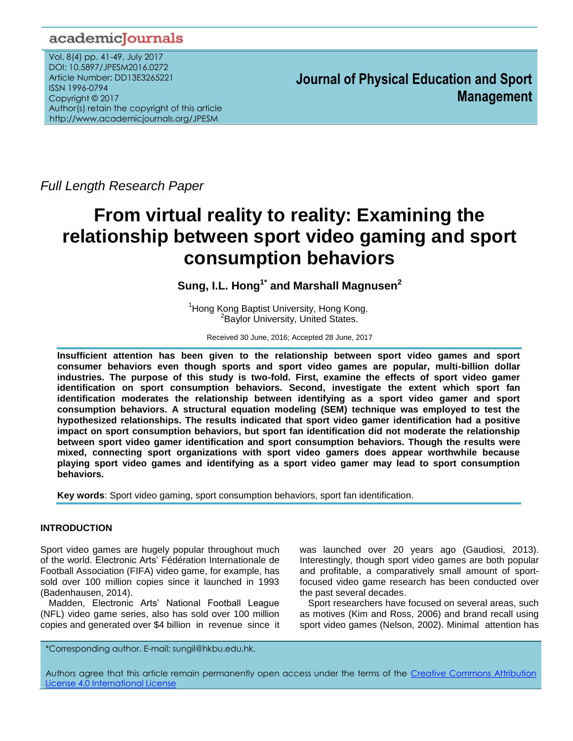*Full Length Research Paper*

# From virtual reality to reality: Examining the relationship between sport video gaming and sport consumption behaviors

**Sung, I.L. Hong[1*] and Marshall Magnusen[2]**

[1]Hong Kong Baptist University, Hong Kong.
[2]Baylor University, United States.

Received 30 June, 2016; Accepted 28 June, 2017

**Insufficient attention has been given to the relationship between sport video games and sport consumer behaviors even though sports and sport video games are popular, multi-billion dollar industries. The purpose of this study is two-fold. First, examine the effects of sport video gamer identification on sport consumption behaviors. Second, investigate the extent which sport fan identification moderates the relationship between identifying as a sport video gamer and sport consumption behaviors. A structural equation modeling (SEM) technique was employed to test the hypothesized relationships. The results indicated that sport video gamer identification had a positive impact on sport consumption behaviors, but sport fan identification did not moderate the relationship between sport video gamer identification and sport consumption behaviors. Though the results were mixed, connecting sport organizations with sport video gamers does appear worthwhile because playing sport video games and identifying as a sport video gamer may lead to sport consumption behaviors.**

**Key words**: Sport video gaming, sport consumption behaviors, sport fan identification.

## INTRODUCTION

Sport video games are hugely popular throughout much of the world. Electronic Arts' Fédération Internationale de Football Association (FIFA) video game, for example, has sold over 100 million copies since it launched in 1993 (Badenhausen, 2014).

Madden, Electronic Arts' National Football League (NFL) video game series, also has sold over 100 million copies and generated over $4 billion in revenue since it was launched over 20 years ago (Gaudiosi, 2013). Interestingly, though sport video games are both popular and profitable, a comparatively small amount of sport-focused video game research has been conducted over the past several decades.

Sport researchers have focused on several areas, such as motives (Kim and Ross, 2006) and brand recall using sport video games (Nelson, 2002). Minimal attention has

*Corresponding author. E-mail: sungil@hkbu.edu.hk.

Authors agree that this article remain permanently open access under the terms of the Creative Commons Attribution License 4.0 International License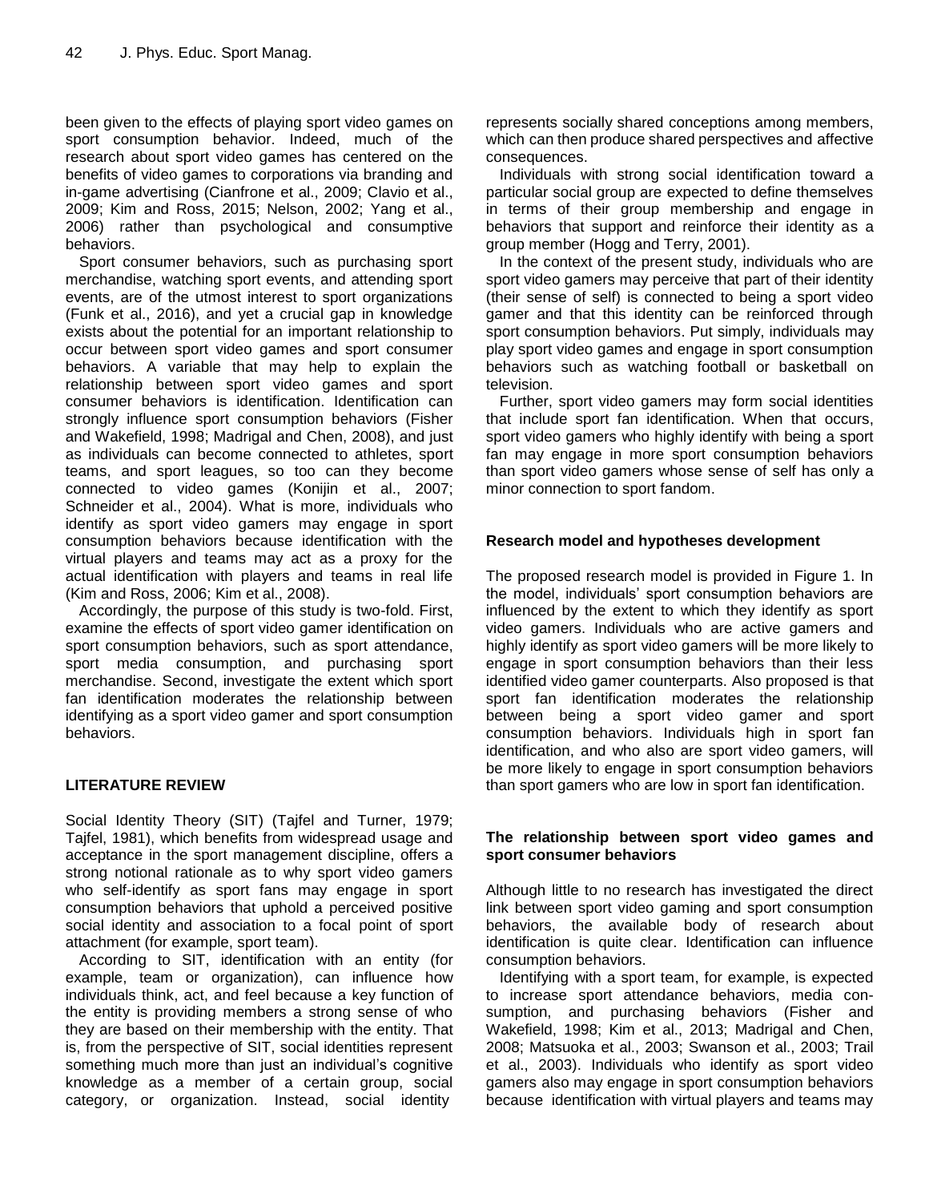been given to the effects of playing sport video games on sport consumption behavior. Indeed, much of the research about sport video games has centered on the benefits of video games to corporations via branding and in-game advertising (Cianfrone et al., 2009; Clavio et al., 2009; Kim and Ross, 2015; Nelson, 2002; Yang et al., 2006) rather than psychological and consumptive behaviors.

Sport consumer behaviors, such as purchasing sport merchandise, watching sport events, and attending sport events, are of the utmost interest to sport organizations (Funk et al., 2016), and yet a crucial gap in knowledge exists about the potential for an important relationship to occur between sport video games and sport consumer behaviors. A variable that may help to explain the relationship between sport video games and sport consumer behaviors is identification. Identification can strongly influence sport consumption behaviors (Fisher and Wakefield, 1998; Madrigal and Chen, 2008), and just as individuals can become connected to athletes, sport teams, and sport leagues, so too can they become connected to video games (Konijin et al., 2007; Schneider et al., 2004). What is more, individuals who identify as sport video gamers may engage in sport consumption behaviors because identification with the virtual players and teams may act as a proxy for the actual identification with players and teams in real life (Kim and Ross, 2006; Kim et al., 2008).

Accordingly, the purpose of this study is two-fold. First, examine the effects of sport video gamer identification on sport consumption behaviors, such as sport attendance, sport media consumption, and purchasing sport merchandise. Second, investigate the extent which sport fan identification moderates the relationship between identifying as a sport video gamer and sport consumption behaviors.

## LITERATURE REVIEW

Social Identity Theory (SIT) (Tajfel and Turner, 1979; Tajfel, 1981), which benefits from widespread usage and acceptance in the sport management discipline, offers a strong notional rationale as to why sport video gamers who self-identify as sport fans may engage in sport consumption behaviors that uphold a perceived positive social identity and association to a focal point of sport attachment (for example, sport team).

According to SIT, identification with an entity (for example, team or organization), can influence how individuals think, act, and feel because a key function of the entity is providing members a strong sense of who they are based on their membership with the entity. That is, from the perspective of SIT, social identities represent something much more than just an individual's cognitive knowledge as a member of a certain group, social category, or organization. Instead, social identity represents socially shared conceptions among members, which can then produce shared perspectives and affective consequences.

Individuals with strong social identification toward a particular social group are expected to define themselves in terms of their group membership and engage in behaviors that support and reinforce their identity as a group member (Hogg and Terry, 2001).

In the context of the present study, individuals who are sport video gamers may perceive that part of their identity (their sense of self) is connected to being a sport video gamer and that this identity can be reinforced through sport consumption behaviors. Put simply, individuals may play sport video games and engage in sport consumption behaviors such as watching football or basketball on television.

Further, sport video gamers may form social identities that include sport fan identification. When that occurs, sport video gamers who highly identify with being a sport fan may engage in more sport consumption behaviors than sport video gamers whose sense of self has only a minor connection to sport fandom.

### Research model and hypotheses development

The proposed research model is provided in Figure 1. In the model, individuals' sport consumption behaviors are influenced by the extent to which they identify as sport video gamers. Individuals who are active gamers and highly identify as sport video gamers will be more likely to engage in sport consumption behaviors than their less identified video gamer counterparts. Also proposed is that sport fan identification moderates the relationship between being a sport video gamer and sport consumption behaviors. Individuals high in sport fan identification, and who also are sport video gamers, will be more likely to engage in sport consumption behaviors than sport gamers who are low in sport fan identification.

### The relationship between sport video games and sport consumer behaviors

Although little to no research has investigated the direct link between sport video gaming and sport consumption behaviors, the available body of research about identification is quite clear. Identification can influence consumption behaviors.

Identifying with a sport team, for example, is expected to increase sport attendance behaviors, media consumption, and purchasing behaviors (Fisher and Wakefield, 1998; Kim et al., 2013; Madrigal and Chen, 2008; Matsuoka et al., 2003; Swanson et al., 2003; Trail et al., 2003). Individuals who identify as sport video gamers also may engage in sport consumption behaviors because identification with virtual players and teams may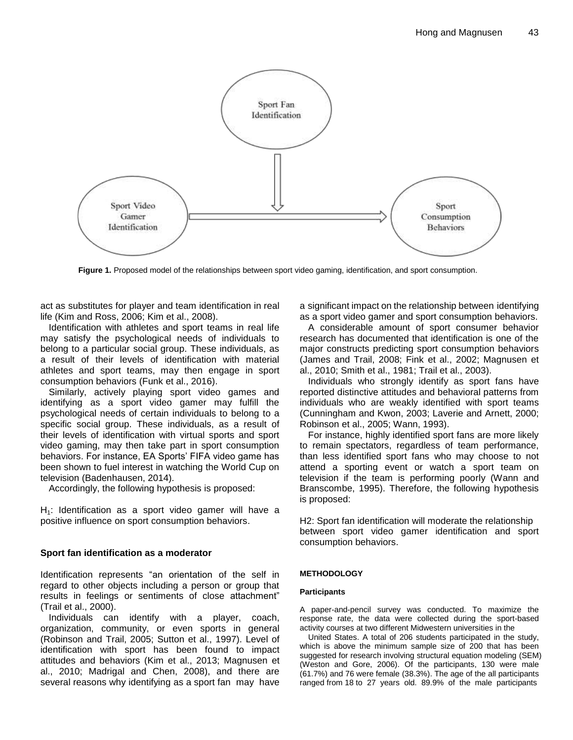Figure 1. Proposed model of the relationships between sport video gaming, identification, and sport consumption.

act as substitutes for player and team identification in real life (Kim and Ross, 2006; Kim et al., 2008).

Identification with athletes and sport teams in real life may satisfy the psychological needs of individuals to belong to a particular social group. These individuals, as a result of their levels of identification with material athletes and sport teams, may then engage in sport consumption behaviors (Funk et al., 2016).

Similarly, actively playing sport video games and identifying as a sport video gamer may fulfill the psychological needs of certain individuals to belong to a specific social group. These individuals, as a result of their levels of identification with virtual sports and sport video gaming, may then take part in sport consumption behaviors. For instance, EA Sports' FIFA video game has been shown to fuel interest in watching the World Cup on television (Badenhausen, 2014).

Accordingly, the following hypothesis is proposed:

$H_1$: Identification as a sport video gamer will have a positive influence on sport consumption behaviors.

### Sport fan identification as a moderator

Identification represents "an orientation of the self in regard to other objects including a person or group that results in feelings or sentiments of close attachment" (Trail et al., 2000).

Individuals can identify with a player, coach, organization, community, or even sports in general (Robinson and Trail, 2005; Sutton et al., 1997). Level of identification with sport has been found to impact attitudes and behaviors (Kim et al., 2013; Magnusen et al., 2010; Madrigal and Chen, 2008), and there are several reasons why identifying as a sport fan may have a significant impact on the relationship between identifying as a sport video gamer and sport consumption behaviors.

A considerable amount of sport consumer behavior research has documented that identification is one of the major constructs predicting sport consumption behaviors (James and Trail, 2008; Fink et al., 2002; Magnusen et al., 2010; Smith et al., 1981; Trail et al., 2003).

Individuals who strongly identify as sport fans have reported distinctive attitudes and behavioral patterns from individuals who are weakly identified with sport teams (Cunningham and Kwon, 2003; Laverie and Arnett, 2000; Robinson et al., 2005; Wann, 1993).

For instance, highly identified sport fans are more likely to remain spectators, regardless of team performance, than less identified sport fans who may choose to not attend a sporting event or watch a sport team on television if the team is performing poorly (Wann and Branscombe, 1995). Therefore, the following hypothesis is proposed:

H2: Sport fan identification will moderate the relationship between sport video gamer identification and sport consumption behaviors.

## METHODOLOGY

### Participants

A paper-and-pencil survey was conducted. To maximize the response rate, the data were collected during the sport-based activity courses at two different Midwestern universities in the United States. A total of 206 students participated in the study, which is above the minimum sample size of 200 that has been suggested for research involving structural equation modeling (SEM) (Weston and Gore, 2006). Of the participants, 130 were male (61.7%) and 76 were female (38.3%). The age of the all participants ranged from 18 to 27 years old. 89.9% of the male participants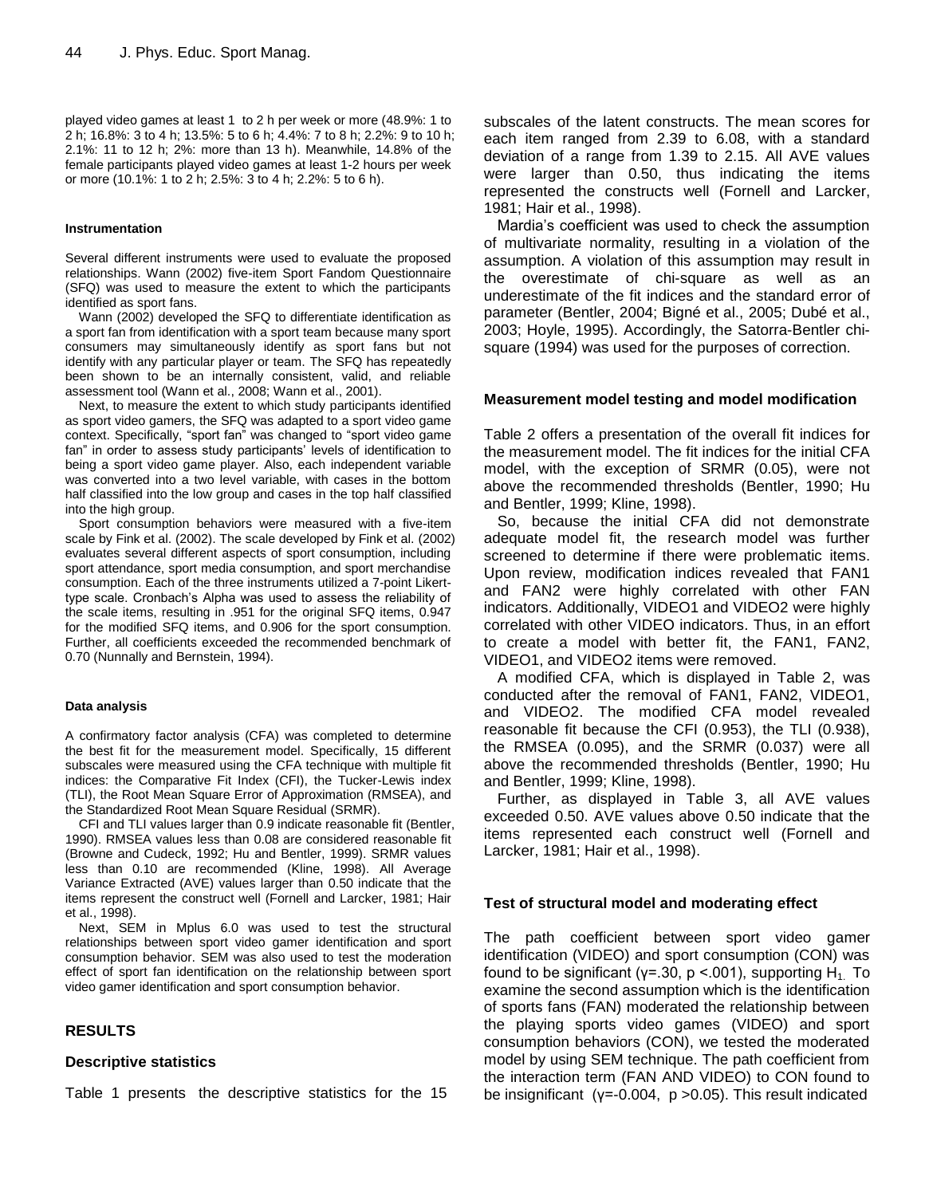played video games at least 1 to 2 h per week or more (48.9%: 1 to 2 h; 16.8%: 3 to 4 h; 13.5%: 5 to 6 h; 4.4%: 7 to 8 h; 2.2%: 9 to 10 h; 2.1%: 11 to 12 h; 2%: more than 13 h). Meanwhile, 14.8% of the female participants played video games at least 1-2 hours per week or more (10.1%: 1 to 2 h; 2.5%: 3 to 4 h; 2.2%: 5 to 6 h).

#### Instrumentation

Several different instruments were used to evaluate the proposed relationships. Wann (2002) five-item Sport Fandom Questionnaire (SFQ) was used to measure the extent to which the participants identified as sport fans.

Wann (2002) developed the SFQ to differentiate identification as a sport fan from identification with a sport team because many sport consumers may simultaneously identify as sport fans but not identify with any particular player or team. The SFQ has repeatedly been shown to be an internally consistent, valid, and reliable assessment tool (Wann et al., 2008; Wann et al., 2001).

Next, to measure the extent to which study participants identified as sport video gamers, the SFQ was adapted to a sport video game context. Specifically, "sport fan" was changed to "sport video game fan" in order to assess study participants' levels of identification to being a sport video game player. Also, each independent variable was converted into a two level variable, with cases in the bottom half classified into the low group and cases in the top half classified into the high group.

Sport consumption behaviors were measured with a five-item scale by Fink et al. (2002). The scale developed by Fink et al. (2002) evaluates several different aspects of sport consumption, including sport attendance, sport media consumption, and sport merchandise consumption. Each of the three instruments utilized a 7-point Likert-type scale. Cronbach's Alpha was used to assess the reliability of the scale items, resulting in .951 for the original SFQ items, 0.947 for the modified SFQ items, and 0.906 for the sport consumption. Further, all coefficients exceeded the recommended benchmark of 0.70 (Nunnally and Bernstein, 1994).

#### Data analysis

A confirmatory factor analysis (CFA) was completed to determine the best fit for the measurement model. Specifically, 15 different subscales were measured using the CFA technique with multiple fit indices: the Comparative Fit Index (CFI), the Tucker-Lewis index (TLI), the Root Mean Square Error of Approximation (RMSEA), and the Standardized Root Mean Square Residual (SRMR).

CFI and TLI values larger than 0.9 indicate reasonable fit (Bentler, 1990). RMSEA values less than 0.08 are considered reasonable fit (Browne and Cudeck, 1992; Hu and Bentler, 1999). SRMR values less than 0.10 are recommended (Kline, 1998). All Average Variance Extracted (AVE) values larger than 0.50 indicate that the items represent the construct well (Fornell and Larcker, 1981; Hair et al., 1998).

Next, SEM in Mplus 6.0 was used to test the structural relationships between sport video gamer identification and sport consumption behavior. SEM was also used to test the moderation effect of sport fan identification on the relationship between sport video gamer identification and sport consumption behavior.

## RESULTS

### Descriptive statistics

Table 1 presents the descriptive statistics for the 15 subscales of the latent constructs. The mean scores for each item ranged from 2.39 to 6.08, with a standard deviation of a range from 1.39 to 2.15. All AVE values were larger than 0.50, thus indicating the items represented the constructs well (Fornell and Larcker, 1981; Hair et al., 1998).

Mardia's coefficient was used to check the assumption of multivariate normality, resulting in a violation of the assumption. A violation of this assumption may result in the overestimate of chi-square as well as an underestimate of the fit indices and the standard error of parameter (Bentler, 2004; Bigné et al., 2005; Dubé et al., 2003; Hoyle, 1995). Accordingly, the Satorra-Bentler chi-square (1994) was used for the purposes of correction.

### Measurement model testing and model modification

Table 2 offers a presentation of the overall fit indices for the measurement model. The fit indices for the initial CFA model, with the exception of SRMR (0.05), were not above the recommended thresholds (Bentler, 1990; Hu and Bentler, 1999; Kline, 1998).

So, because the initial CFA did not demonstrate adequate model fit, the research model was further screened to determine if there were problematic items. Upon review, modification indices revealed that FAN1 and FAN2 were highly correlated with other FAN indicators. Additionally, VIDEO1 and VIDEO2 were highly correlated with other VIDEO indicators. Thus, in an effort to create a model with better fit, the FAN1, FAN2, VIDEO1, and VIDEO2 items were removed.

A modified CFA, which is displayed in Table 2, was conducted after the removal of FAN1, FAN2, VIDEO1, and VIDEO2. The modified CFA model revealed reasonable fit because the CFI (0.953), the TLI (0.938), the RMSEA (0.095), and the SRMR (0.037) were all above the recommended thresholds (Bentler, 1990; Hu and Bentler, 1999; Kline, 1998).

Further, as displayed in Table 3, all AVE values exceeded 0.50. AVE values above 0.50 indicate that the items represented each construct well (Fornell and Larcker, 1981; Hair et al., 1998).

### Test of structural model and moderating effect

The path coefficient between sport video gamer identification (VIDEO) and sport consumption (CON) was found to be significant ($\gamma = .30$, $p < .001$), supporting $H_1$. To examine the second assumption which is the identification of sports fans (FAN) moderated the relationship between the playing sports video games (VIDEO) and sport consumption behaviors (CON), we tested the moderated model by using SEM technique. The path coefficient from the interaction term (FAN AND VIDEO) to CON found to be insignificant ($\gamma = -0.004$, $p > 0.05$). This result indicated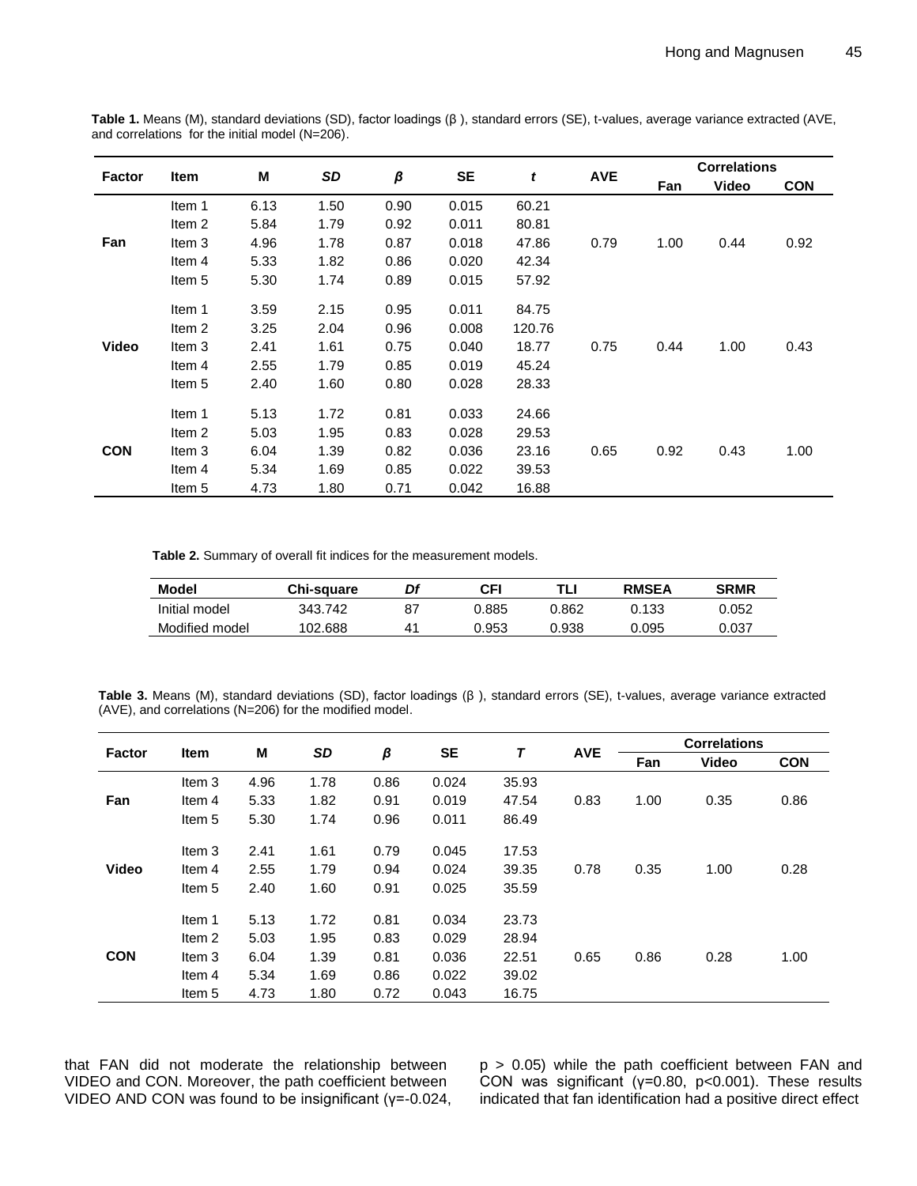**Table 1.** Means (M), standard deviations (SD), factor loadings (β ), standard errors (SE), t-values, average variance extracted (AVE, and correlations for the initial model (N=206).

| Factor | Item | M | *SD* | *β* | SE | *t* | AVE | Correlations | | |
|---|---|---|---|---|---|---|---|---|---|---|
| | | | | | | | | Fan | Video | CON |
| Fan | Item 1 | 6.13 | 1.50 | 0.90 | 0.015 | 60.21 | 0.79 | 1.00 | 0.44 | 0.92 |
| | Item 2 | 5.84 | 1.79 | 0.92 | 0.011 | 80.81 | | | | |
| | Item 3 | 4.96 | 1.78 | 0.87 | 0.018 | 47.86 | | | | |
| | Item 4 | 5.33 | 1.82 | 0.86 | 0.020 | 42.34 | | | | |
| | Item 5 | 5.30 | 1.74 | 0.89 | 0.015 | 57.92 | | | | |
| Video | Item 1 | 3.59 | 2.15 | 0.95 | 0.011 | 84.75 | 0.75 | 0.44 | 1.00 | 0.43 |
| | Item 2 | 3.25 | 2.04 | 0.96 | 0.008 | 120.76 | | | | |
| | Item 3 | 2.41 | 1.61 | 0.75 | 0.040 | 18.77 | | | | |
| | Item 4 | 2.55 | 1.79 | 0.85 | 0.019 | 45.24 | | | | |
| | Item 5 | 2.40 | 1.60 | 0.80 | 0.028 | 28.33 | | | | |
| CON | Item 1 | 5.13 | 1.72 | 0.81 | 0.033 | 24.66 | 0.65 | 0.92 | 0.43 | 1.00 |
| | Item 2 | 5.03 | 1.95 | 0.83 | 0.028 | 29.53 | | | | |
| | Item 3 | 6.04 | 1.39 | 0.82 | 0.036 | 23.16 | | | | |
| | Item 4 | 5.34 | 1.69 | 0.85 | 0.022 | 39.53 | | | | |
| | Item 5 | 4.73 | 1.80 | 0.71 | 0.042 | 16.88 | | | | |

**Table 2.** Summary of overall fit indices for the measurement models.

| Model | Chi-square | *Df* | CFI | TLI | RMSEA | SRMR |
|---|---|---|---|---|---|---|
| Initial model | 343.742 | 87 | 0.885 | 0.862 | 0.133 | 0.052 |
| Modified model | 102.688 | 41 | 0.953 | 0.938 | 0.095 | 0.037 |

**Table 3.** Means (M), standard deviations (SD), factor loadings (β ), standard errors (SE), t-values, average variance extracted (AVE), and correlations (N=206) for the modified model.

| Factor | Item | M | *SD* | *β* | SE | *T* | AVE | Correlations | | |
|---|---|---|---|---|---|---|---|---|---|---|
| | | | | | | | | Fan | Video | CON |
| Fan | Item 3 | 4.96 | 1.78 | 0.86 | 0.024 | 35.93 | 0.83 | 1.00 | 0.35 | 0.86 |
| | Item 4 | 5.33 | 1.82 | 0.91 | 0.019 | 47.54 | | | | |
| | Item 5 | 5.30 | 1.74 | 0.96 | 0.011 | 86.49 | | | | |
| Video | Item 3 | 2.41 | 1.61 | 0.79 | 0.045 | 17.53 | 0.78 | 0.35 | 1.00 | 0.28 |
| | Item 4 | 2.55 | 1.79 | 0.94 | 0.024 | 39.35 | | | | |
| | Item 5 | 2.40 | 1.60 | 0.91 | 0.025 | 35.59 | | | | |
| CON | Item 1 | 5.13 | 1.72 | 0.81 | 0.034 | 23.73 | 0.65 | 0.86 | 0.28 | 1.00 |
| | Item 2 | 5.03 | 1.95 | 0.83 | 0.029 | 28.94 | | | | |
| | Item 3 | 6.04 | 1.39 | 0.81 | 0.036 | 22.51 | | | | |
| | Item 4 | 5.34 | 1.69 | 0.86 | 0.022 | 39.02 | | | | |
| | Item 5 | 4.73 | 1.80 | 0.72 | 0.043 | 16.75 | | | | |

that FAN did not moderate the relationship between VIDEO and CON. Moreover, the path coefficient between VIDEO AND CON was found to be insignificant ($\gamma$=-0.024, $p > 0.05$) while the path coefficient between FAN and CON was significant ($\gamma$=0.80, $p$<0.001). These results indicated that fan identification had a positive direct effect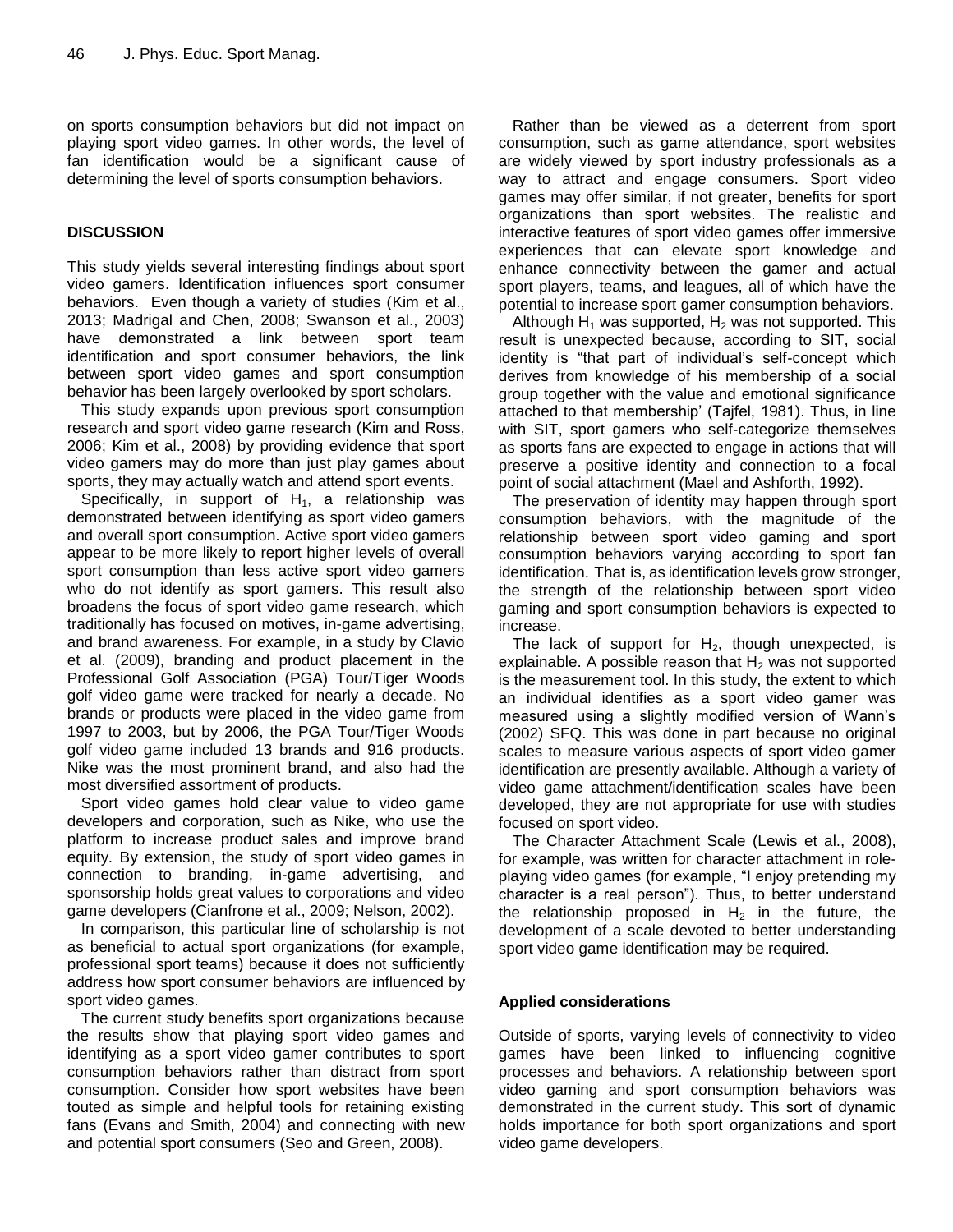on sports consumption behaviors but did not impact on playing sport video games. In other words, the level of fan identification would be a significant cause of determining the level of sports consumption behaviors.

## DISCUSSION

This study yields several interesting findings about sport video gamers. Identification influences sport consumer behaviors. Even though a variety of studies (Kim et al., 2013; Madrigal and Chen, 2008; Swanson et al., 2003) have demonstrated a link between sport team identification and sport consumer behaviors, the link between sport video games and sport consumption behavior has been largely overlooked by sport scholars.

This study expands upon previous sport consumption research and sport video game research (Kim and Ross, 2006; Kim et al., 2008) by providing evidence that sport video gamers may do more than just play games about sports, they may actually watch and attend sport events.

Specifically, in support of $H_1$, a relationship was demonstrated between identifying as sport video gamers and overall sport consumption. Active sport video gamers appear to be more likely to report higher levels of overall sport consumption than less active sport video gamers who do not identify as sport gamers. This result also broadens the focus of sport video game research, which traditionally has focused on motives, in-game advertising, and brand awareness. For example, in a study by Clavio et al. (2009), branding and product placement in the Professional Golf Association (PGA) Tour/Tiger Woods golf video game were tracked for nearly a decade. No brands or products were placed in the video game from 1997 to 2003, but by 2006, the PGA Tour/Tiger Woods golf video game included 13 brands and 916 products. Nike was the most prominent brand, and also had the most diversified assortment of products.

Sport video games hold clear value to video game developers and corporation, such as Nike, who use the platform to increase product sales and improve brand equity. By extension, the study of sport video games in connection to branding, in-game advertising, and sponsorship holds great values to corporations and video game developers (Cianfrone et al., 2009; Nelson, 2002).

In comparison, this particular line of scholarship is not as beneficial to actual sport organizations (for example, professional sport teams) because it does not sufficiently address how sport consumer behaviors are influenced by sport video games.

The current study benefits sport organizations because the results show that playing sport video games and identifying as a sport video gamer contributes to sport consumption behaviors rather than distract from sport consumption. Consider how sport websites have been touted as simple and helpful tools for retaining existing fans (Evans and Smith, 2004) and connecting with new and potential sport consumers (Seo and Green, 2008).

Rather than be viewed as a deterrent from sport consumption, such as game attendance, sport websites are widely viewed by sport industry professionals as a way to attract and engage consumers. Sport video games may offer similar, if not greater, benefits for sport organizations than sport websites. The realistic and interactive features of sport video games offer immersive experiences that can elevate sport knowledge and enhance connectivity between the gamer and actual sport players, teams, and leagues, all of which have the potential to increase sport gamer consumption behaviors.

Although $H_1$ was supported, $H_2$ was not supported. This result is unexpected because, according to SIT, social identity is "that part of individual's self-concept which derives from knowledge of his membership of a social group together with the value and emotional significance attached to that membership' (Tajfel, 1981). Thus, in line with SIT, sport gamers who self-categorize themselves as sports fans are expected to engage in actions that will preserve a positive identity and connection to a focal point of social attachment (Mael and Ashforth, 1992).

The preservation of identity may happen through sport consumption behaviors, with the magnitude of the relationship between sport video gaming and sport consumption behaviors varying according to sport fan identification. That is, as identification levels grow stronger, the strength of the relationship between sport video gaming and sport consumption behaviors is expected to increase.

The lack of support for $H_2$, though unexpected, is explainable. A possible reason that $H_2$ was not supported is the measurement tool. In this study, the extent to which an individual identifies as a sport video gamer was measured using a slightly modified version of Wann's (2002) SFQ. This was done in part because no original scales to measure various aspects of sport video gamer identification are presently available. Although a variety of video game attachment/identification scales have been developed, they are not appropriate for use with studies focused on sport video.

The Character Attachment Scale (Lewis et al., 2008), for example, was written for character attachment in role-playing video games (for example, "I enjoy pretending my character is a real person"). Thus, to better understand the relationship proposed in $H_2$ in the future, the development of a scale devoted to better understanding sport video game identification may be required.

### Applied considerations

Outside of sports, varying levels of connectivity to video games have been linked to influencing cognitive processes and behaviors. A relationship between sport video gaming and sport consumption behaviors was demonstrated in the current study. This sort of dynamic holds importance for both sport organizations and sport video game developers.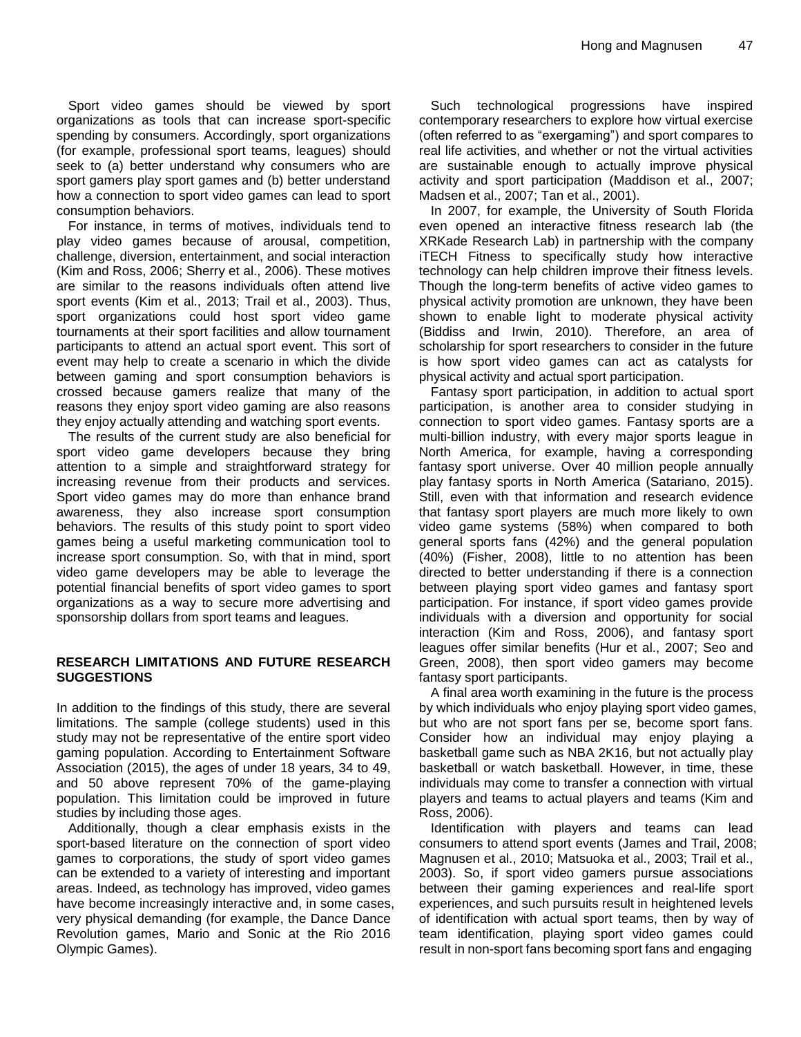Sport video games should be viewed by sport organizations as tools that can increase sport-specific spending by consumers. Accordingly, sport organizations (for example, professional sport teams, leagues) should seek to (a) better understand why consumers who are sport gamers play sport games and (b) better understand how a connection to sport video games can lead to sport consumption behaviors.

For instance, in terms of motives, individuals tend to play video games because of arousal, competition, challenge, diversion, entertainment, and social interaction (Kim and Ross, 2006; Sherry et al., 2006). These motives are similar to the reasons individuals often attend live sport events (Kim et al., 2013; Trail et al., 2003). Thus, sport organizations could host sport video game tournaments at their sport facilities and allow tournament participants to attend an actual sport event. This sort of event may help to create a scenario in which the divide between gaming and sport consumption behaviors is crossed because gamers realize that many of the reasons they enjoy sport video gaming are also reasons they enjoy actually attending and watching sport events.

The results of the current study are also beneficial for sport video game developers because they bring attention to a simple and straightforward strategy for increasing revenue from their products and services. Sport video games may do more than enhance brand awareness, they also increase sport consumption behaviors. The results of this study point to sport video games being a useful marketing communication tool to increase sport consumption. So, with that in mind, sport video game developers may be able to leverage the potential financial benefits of sport video games to sport organizations as a way to secure more advertising and sponsorship dollars from sport teams and leagues.

## RESEARCH LIMITATIONS AND FUTURE RESEARCH SUGGESTIONS

In addition to the findings of this study, there are several limitations. The sample (college students) used in this study may not be representative of the entire sport video gaming population. According to Entertainment Software Association (2015), the ages of under 18 years, 34 to 49, and 50 above represent 70% of the game-playing population. This limitation could be improved in future studies by including those ages.

Additionally, though a clear emphasis exists in the sport-based literature on the connection of sport video games to corporations, the study of sport video games can be extended to a variety of interesting and important areas. Indeed, as technology has improved, video games have become increasingly interactive and, in some cases, very physical demanding (for example, the Dance Dance Revolution games, Mario and Sonic at the Rio 2016 Olympic Games).

Such technological progressions have inspired contemporary researchers to explore how virtual exercise (often referred to as "exergaming") and sport compares to real life activities, and whether or not the virtual activities are sustainable enough to actually improve physical activity and sport participation (Maddison et al., 2007; Madsen et al., 2007; Tan et al., 2001).

In 2007, for example, the University of South Florida even opened an interactive fitness research lab (the XRKade Research Lab) in partnership with the company iTECH Fitness to specifically study how interactive technology can help children improve their fitness levels. Though the long-term benefits of active video games to physical activity promotion are unknown, they have been shown to enable light to moderate physical activity (Biddiss and Irwin, 2010). Therefore, an area of scholarship for sport researchers to consider in the future is how sport video games can act as catalysts for physical activity and actual sport participation.

Fantasy sport participation, in addition to actual sport participation, is another area to consider studying in connection to sport video games. Fantasy sports are a multi-billion industry, with every major sports league in North America, for example, having a corresponding fantasy sport universe. Over 40 million people annually play fantasy sports in North America (Satariano, 2015). Still, even with that information and research evidence that fantasy sport players are much more likely to own video game systems (58%) when compared to both general sports fans (42%) and the general population (40%) (Fisher, 2008), little to no attention has been directed to better understanding if there is a connection between playing sport video games and fantasy sport participation. For instance, if sport video games provide individuals with a diversion and opportunity for social interaction (Kim and Ross, 2006), and fantasy sport leagues offer similar benefits (Hur et al., 2007; Seo and Green, 2008), then sport video gamers may become fantasy sport participants.

A final area worth examining in the future is the process by which individuals who enjoy playing sport video games, but who are not sport fans per se, become sport fans. Consider how an individual may enjoy playing a basketball game such as NBA 2K16, but not actually play basketball or watch basketball. However, in time, these individuals may come to transfer a connection with virtual players and teams to actual players and teams (Kim and Ross, 2006).

Identification with players and teams can lead consumers to attend sport events (James and Trail, 2008; Magnusen et al., 2010; Matsuoka et al., 2003; Trail et al., 2003). So, if sport video gamers pursue associations between their gaming experiences and real-life sport experiences, and such pursuits result in heightened levels of identification with actual sport teams, then by way of team identification, playing sport video games could result in non-sport fans becoming sport fans and engaging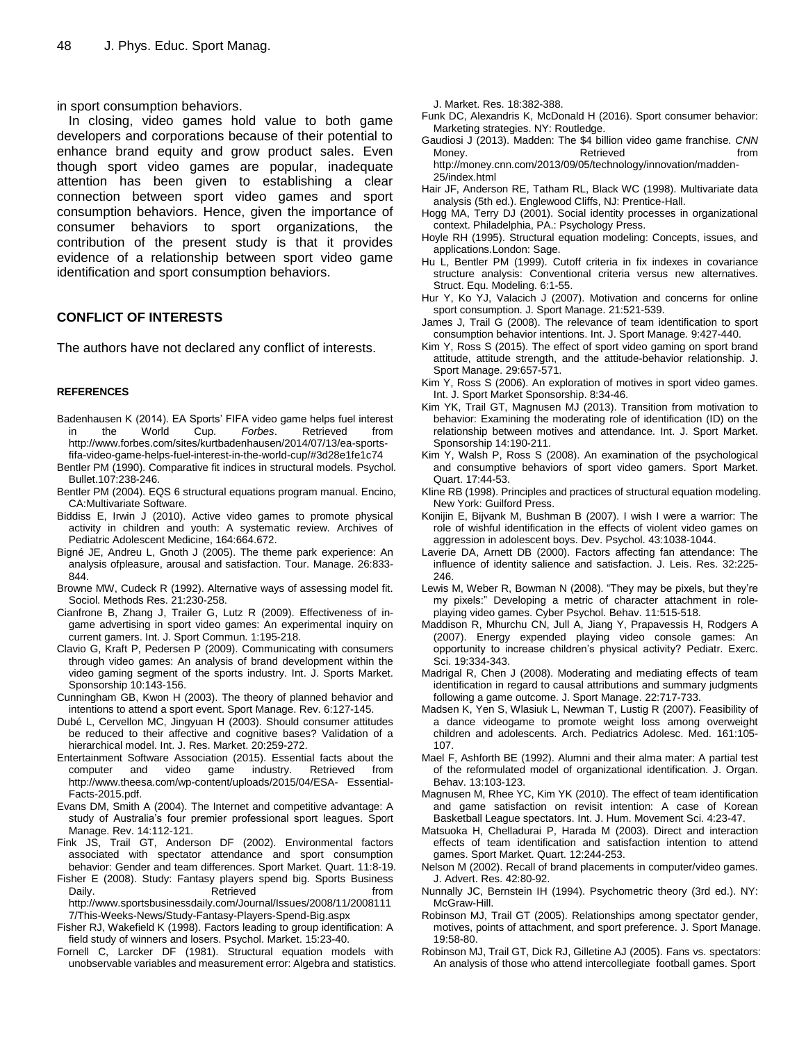in sport consumption behaviors.

In closing, video games hold value to both game developers and corporations because of their potential to enhance brand equity and grow product sales. Even though sport video games are popular, inadequate attention has been given to establishing a clear connection between sport video games and sport consumption behaviors. Hence, given the importance of consumer behaviors to sport organizations, the contribution of the present study is that it provides evidence of a relationship between sport video game identification and sport consumption behaviors.

## CONFLICT OF INTERESTS

The authors have not declared any conflict of interests.

### REFERENCES

Badenhausen K (2014). EA Sports' FIFA video game helps fuel interest in the World Cup. *Forbes*. Retrieved from http://www.forbes.com/sites/kurtbadenhausen/2014/07/13/ea-sports-fifa-video-game-helps-fuel-interest-in-the-world-cup/#3d28e1fe1c74

Bentler PM (1990). Comparative fit indices in structural models. Psychol. Bullet.107:238-246.

Bentler PM (2004). EQS 6 structural equations program manual. Encino, CA:Multivariate Software.

Biddiss E, Irwin J (2010). Active video games to promote physical activity in children and youth: A systematic review. Archives of Pediatric Adolescent Medicine, 164:664.672.

Bigné JE, Andreu L, Gnoth J (2005). The theme park experience: An analysis ofpleasure, arousal and satisfaction. Tour. Manage. 26:833-844.

Browne MW, Cudeck R (1992). Alternative ways of assessing model fit. Sociol. Methods Res. 21:230-258.

Cianfrone B, Zhang J, Trailer G, Lutz R (2009). Effectiveness of in-game advertising in sport video games: An experimental inquiry on current gamers. Int. J. Sport Commun. 1:195-218.

Clavio G, Kraft P, Pedersen P (2009). Communicating with consumers through video games: An analysis of brand development within the video gaming segment of the sports industry. Int. J. Sports Market. Sponsorship 10:143-156.

Cunningham GB, Kwon H (2003). The theory of planned behavior and intentions to attend a sport event. Sport Manage. Rev. 6:127-145.

Dubé L, Cervellon MC, Jingyuan H (2003). Should consumer attitudes be reduced to their affective and cognitive bases? Validation of a hierarchical model. Int. J. Res. Market. 20:259-272.

Entertainment Software Association (2015). Essential facts about the computer and video game industry. Retrieved from http://www.theesa.com/wp-content/uploads/2015/04/ESA- Essential-Facts-2015.pdf.

Evans DM, Smith A (2004). The Internet and competitive advantage: A study of Australia's four premier professional sport leagues. Sport Manage. Rev. 14:112-121.

Fink JS, Trail GT, Anderson DF (2002). Environmental factors associated with spectator attendance and sport consumption behavior: Gender and team differences. Sport Market. Quart. 11:8-19.

Fisher E (2008). Study: Fantasy players spend big. Sports Business Daily. Retrieved from http://www.sportsbusinessdaily.com/Journal/Issues/2008/11/20081117/This-Weeks-News/Study-Fantasy-Players-Spend-Big.aspx

Fisher RJ, Wakefield K (1998). Factors leading to group identification: A field study of winners and losers. Psychol. Market. 15:23-40.

Fornell C, Larcker DF (1981). Structural equation models with unobservable variables and measurement error: Algebra and statistics. J. Market. Res. 18:382-388.

Funk DC, Alexandris K, McDonald H (2016). Sport consumer behavior: Marketing strategies. NY: Routledge.

Gaudiosi J (2013). Madden: The $4 billion video game franchise. *CNN* Money. Retrieved from http://money.cnn.com/2013/09/05/technology/innovation/madden-25/index.html

Hair JF, Anderson RE, Tatham RL, Black WC (1998). Multivariate data analysis (5th ed.). Englewood Cliffs, NJ: Prentice-Hall.

Hogg MA, Terry DJ (2001). Social identity processes in organizational context. Philadelphia, PA.: Psychology Press.

Hoyle RH (1995). Structural equation modeling: Concepts, issues, and applications.London: Sage.

Hu L, Bentler PM (1999). Cutoff criteria in fix indexes in covariance structure analysis: Conventional criteria versus new alternatives. Struct. Equ. Modeling. 6:1-55.

Hur Y, Ko YJ, Valacich J (2007). Motivation and concerns for online sport consumption. J. Sport Manage. 21:521-539.

James J, Trail G (2008). The relevance of team identification to sport consumption behavior intentions. Int. J. Sport Manage. 9:427-440.

Kim Y, Ross S (2015). The effect of sport video gaming on sport brand attitude, attitude strength, and the attitude-behavior relationship. J. Sport Manage. 29:657-571.

Kim Y, Ross S (2006). An exploration of motives in sport video games. Int. J. Sport Market Sponsorship. 8:34-46.

Kim YK, Trail GT, Magnusen MJ (2013). Transition from motivation to behavior: Examining the moderating role of identification (ID) on the relationship between motives and attendance. Int. J. Sport Market. Sponsorship 14:190-211.

Kim Y, Walsh P, Ross S (2008). An examination of the psychological and consumptive behaviors of sport video gamers. Sport Market. Quart. 17:44-53.

Kline RB (1998). Principles and practices of structural equation modeling. New York: Guilford Press.

Konijin E, Bijvank M, Bushman B (2007). I wish I were a warrior: The role of wishful identification in the effects of violent video games on aggression in adolescent boys. Dev. Psychol. 43:1038-1044.

Laverie DA, Arnett DB (2000). Factors affecting fan attendance: The influence of identity salience and satisfaction. J. Leis. Res. 32:225-246.

Lewis M, Weber R, Bowman N (2008). "They may be pixels, but they're my pixels:" Developing a metric of character attachment in role-playing video games. Cyber Psychol. Behav. 11:515-518.

Maddison R, Mhurchu CN, Jull A, Jiang Y, Prapavessis H, Rodgers A (2007). Energy expended playing video console games: An opportunity to increase children's physical activity? Pediatr. Exerc. Sci. 19:334-343.

Madrigal R, Chen J (2008). Moderating and mediating effects of team identification in regard to causal attributions and summary judgments following a game outcome. J. Sport Manage. 22:717-733.

Madsen K, Yen S, Wlasiuk L, Newman T, Lustig R (2007). Feasibility of a dance videogame to promote weight loss among overweight children and adolescents. Arch. Pediatrics Adolesc. Med. 161:105-107.

Mael F, Ashforth BE (1992). Alumni and their alma mater: A partial test of the reformulated model of organizational identification. J. Organ. Behav. 13:103-123.

Magnusen M, Rhee YC, Kim YK (2010). The effect of team identification and game satisfaction on revisit intention: A case of Korean Basketball League spectators. Int. J. Hum. Movement Sci. 4:23-47.

Matsuoka H, Chelladurai P, Harada M (2003). Direct and interaction effects of team identification and satisfaction intention to attend games. Sport Market. Quart. 12:244-253.

Nelson M (2002). Recall of brand placements in computer/video games. J. Advert. Res. 42:80-92.

Nunnally JC, Bernstein IH (1994). Psychometric theory (3rd ed.). NY: McGraw-Hill.

Robinson MJ, Trail GT (2005). Relationships among spectator gender, motives, points of attachment, and sport preference. J. Sport Manage. 19:58-80.

Robinson MJ, Trail GT, Dick RJ, Gilletine AJ (2005). Fans vs. spectators: An analysis of those who attend intercollegiate football games. Sport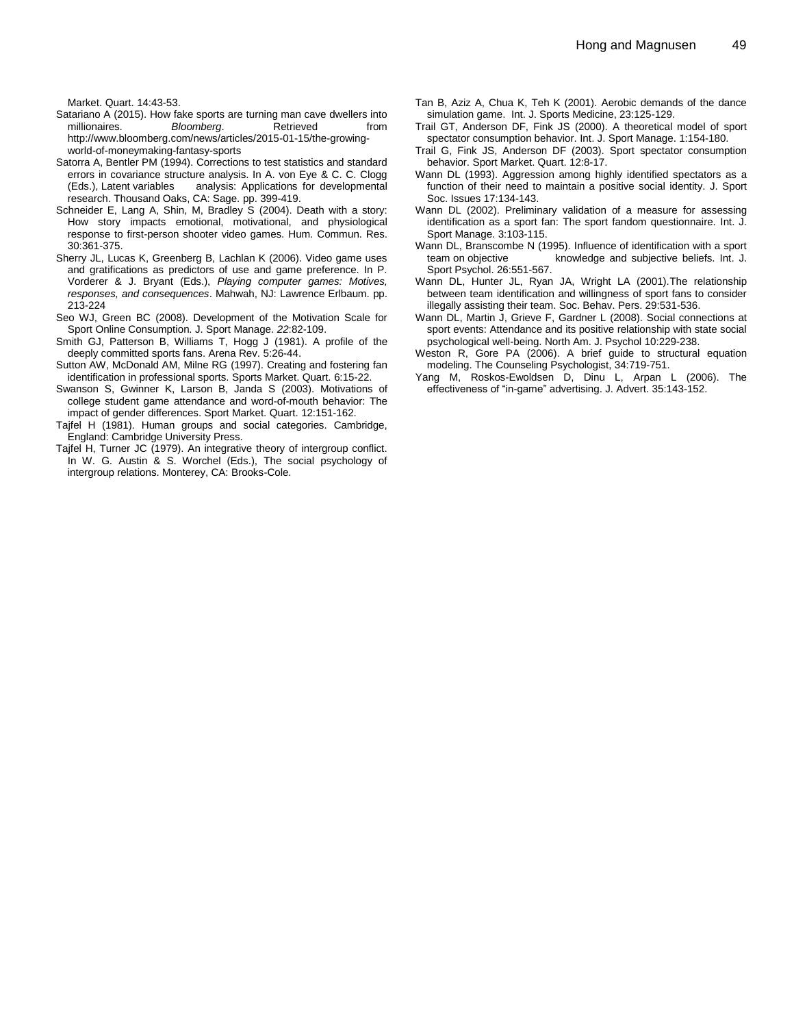Market. Quart. 14:43-53.

Satariano A (2015). How fake sports are turning man cave dwellers into millionaires. *Bloomberg*. Retrieved from http://www.bloomberg.com/news/articles/2015-01-15/the-growing-world-of-moneymaking-fantasy-sports

Satorra A, Bentler PM (1994). Corrections to test statistics and standard errors in covariance structure analysis. In A. von Eye & C. C. Clogg (Eds.), Latent variables analysis: Applications for developmental research. Thousand Oaks, CA: Sage. pp. 399-419.

Schneider E, Lang A, Shin, M, Bradley S (2004). Death with a story: How story impacts emotional, motivational, and physiological response to first-person shooter video games. Hum. Commun. Res. 30:361-375.

Sherry JL, Lucas K, Greenberg B, Lachlan K (2006). Video game uses and gratifications as predictors of use and game preference. In P. Vorderer & J. Bryant (Eds.), *Playing computer games: Motives, responses, and consequences*. Mahwah, NJ: Lawrence Erlbaum. pp. 213-224

Seo WJ, Green BC (2008). Development of the Motivation Scale for Sport Online Consumption. J. Sport Manage. *22*:82-109.

Smith GJ, Patterson B, Williams T, Hogg J (1981). A profile of the deeply committed sports fans. Arena Rev. 5:26-44.

Sutton AW, McDonald AM, Milne RG (1997). Creating and fostering fan identification in professional sports. Sports Market. Quart. 6:15-22.

Swanson S, Gwinner K, Larson B, Janda S (2003). Motivations of college student game attendance and word-of-mouth behavior: The impact of gender differences. Sport Market. Quart. 12:151-162.

Tajfel H (1981). Human groups and social categories. Cambridge, England: Cambridge University Press.

Tajfel H, Turner JC (1979). An integrative theory of intergroup conflict. In W. G. Austin & S. Worchel (Eds.), The social psychology of intergroup relations. Monterey, CA: Brooks-Cole.

Tan B, Aziz A, Chua K, Teh K (2001). Aerobic demands of the dance simulation game. Int. J. Sports Medicine, 23:125-129.

Trail GT, Anderson DF, Fink JS (2000). A theoretical model of sport spectator consumption behavior. Int. J. Sport Manage. 1:154-180.

Trail G, Fink JS, Anderson DF (2003). Sport spectator consumption behavior. Sport Market. Quart. 12:8-17.

Wann DL (1993). Aggression among highly identified spectators as a function of their need to maintain a positive social identity. J. Sport Soc. Issues 17:134-143.

Wann DL (2002). Preliminary validation of a measure for assessing identification as a sport fan: The sport fandom questionnaire. Int. J. Sport Manage. 3:103-115.

Wann DL, Branscombe N (1995). Influence of identification with a sport team on objective knowledge and subjective beliefs. Int. J. Sport Psychol. 26:551-567.

Wann DL, Hunter JL, Ryan JA, Wright LA (2001).The relationship between team identification and willingness of sport fans to consider illegally assisting their team. Soc. Behav. Pers. 29:531-536.

Wann DL, Martin J, Grieve F, Gardner L (2008). Social connections at sport events: Attendance and its positive relationship with state social psychological well-being. North Am. J. Psychol 10:229-238.

Weston R, Gore PA (2006). A brief guide to structural equation modeling. The Counseling Psychologist, 34:719-751.

Yang M, Roskos-Ewoldsen D, Dinu L, Arpan L (2006). The effectiveness of "in-game" advertising. J. Advert. 35:143-152.